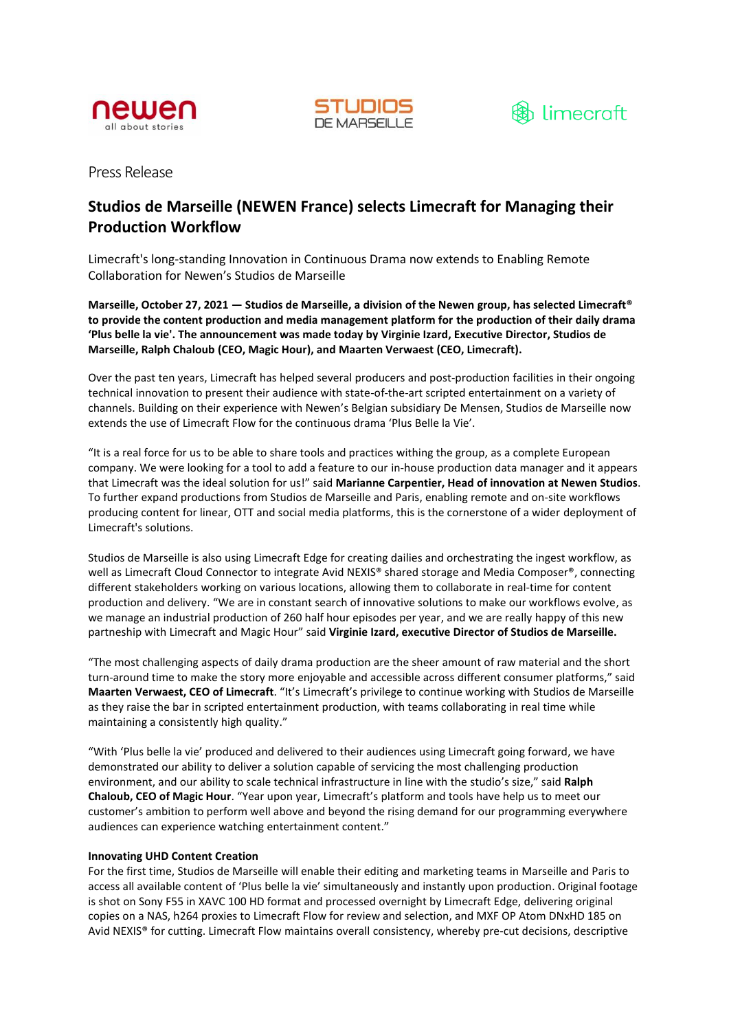newen
all about stories

STUDIOS
DE MARSEILLE

limecraft

Press Release

# Studios de Marseille (NEWEN France) selects Limecraft for Managing their Production Workflow

Limecraft's long-standing Innovation in Continuous Drama now extends to Enabling Remote Collaboration for Newen's Studios de Marseille

**Marseille, October 27, 2021 — Studios de Marseille, a division of the Newen group, has selected Limecraft® to provide the content production and media management platform for the production of their daily drama 'Plus belle la vie'. The announcement was made today by Virginie Izard, Executive Director, Studios de Marseille, Ralph Chaloub (CEO, Magic Hour), and Maarten Verwaest (CEO, Limecraft).**

Over the past ten years, Limecraft has helped several producers and post-production facilities in their ongoing technical innovation to present their audience with state-of-the-art scripted entertainment on a variety of channels. Building on their experience with Newen's Belgian subsidiary De Mensen, Studios de Marseille now extends the use of Limecraft Flow for the continuous drama 'Plus Belle la Vie'.

"It is a real force for us to be able to share tools and practices withing the group, as a complete European company. We were looking for a tool to add a feature to our in-house production data manager and it appears that Limecraft was the ideal solution for us!" said **Marianne Carpentier, Head of innovation at Newen Studios**. To further expand productions from Studios de Marseille and Paris, enabling remote and on-site workflows producing content for linear, OTT and social media platforms, this is the cornerstone of a wider deployment of Limecraft's solutions.

Studios de Marseille is also using Limecraft Edge for creating dailies and orchestrating the ingest workflow, as well as Limecraft Cloud Connector to integrate Avid NEXIS® shared storage and Media Composer®, connecting different stakeholders working on various locations, allowing them to collaborate in real-time for content production and delivery. "We are in constant search of innovative solutions to make our workflows evolve, as we manage an industrial production of 260 half hour episodes per year, and we are really happy of this new partnership with Limecraft and Magic Hour" said **Virginie Izard, executive Director of Studios de Marseille.**

"The most challenging aspects of daily drama production are the sheer amount of raw material and the short turn-around time to make the story more enjoyable and accessible across different consumer platforms," said **Maarten Verwaest, CEO of Limecraft**. "It's Limecraft's privilege to continue working with Studios de Marseille as they raise the bar in scripted entertainment production, with teams collaborating in real time while maintaining a consistently high quality."

"With 'Plus belle la vie' produced and delivered to their audiences using Limecraft going forward, we have demonstrated our ability to deliver a solution capable of servicing the most challenging production environment, and our ability to scale technical infrastructure in line with the studio's size," said **Ralph Chaloub, CEO of Magic Hour**. "Year upon year, Limecraft's platform and tools have help us to meet our customer's ambition to perform well above and beyond the rising demand for our programming everywhere audiences can experience watching entertainment content."

**Innovating UHD Content Creation**

For the first time, Studios de Marseille will enable their editing and marketing teams in Marseille and Paris to access all available content of 'Plus belle la vie' simultaneously and instantly upon production. Original footage is shot on Sony F55 in XAVC 100 HD format and processed overnight by Limecraft Edge, delivering original copies on a NAS, h264 proxies to Limecraft Flow for review and selection, and MXF OP Atom DNxHD 185 on Avid NEXIS® for cutting. Limecraft Flow maintains overall consistency, whereby pre-cut decisions, descriptive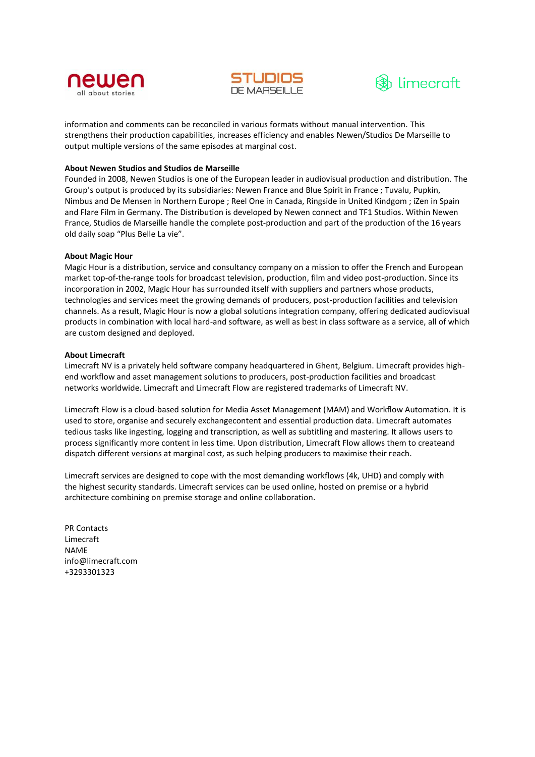information and comments can be reconciled in various formats without manual intervention. This strengthens their production capabilities, increases efficiency and enables Newen/Studios De Marseille to output multiple versions of the same episodes at marginal cost.

**About Newen Studios and Studios de Marseille**

Founded in 2008, Newen Studios is one of the European leader in audiovisual production and distribution. The Group's output is produced by its subsidiaries: Newen France and Blue Spirit in France ; Tuvalu, Pupkin, Nimbus and De Mensen in Northern Europe ; Reel One in Canada, Ringside in United Kindgom ; iZen in Spain and Flare Film in Germany. The Distribution is developed by Newen connect and TF1 Studios. Within Newen France, Studios de Marseille handle the complete post-production and part of the production of the 16 years old daily soap "Plus Belle La vie".

**About Magic Hour**

Magic Hour is a distribution, service and consultancy company on a mission to offer the French and European market top-of-the-range tools for broadcast television, production, film and video post-production. Since its incorporation in 2002, Magic Hour has surrounded itself with suppliers and partners whose products, technologies and services meet the growing demands of producers, post-production facilities and television channels. As a result, Magic Hour is now a global solutions integration company, offering dedicated audiovisual products in combination with local hard-and software, as well as best in class software as a service, all of which are custom designed and deployed.

**About Limecraft**

Limecraft NV is a privately held software company headquartered in Ghent, Belgium. Limecraft provides high-end workflow and asset management solutions to producers, post-production facilities and broadcast networks worldwide. Limecraft and Limecraft Flow are registered trademarks of Limecraft NV.

Limecraft Flow is a cloud-based solution for Media Asset Management (MAM) and Workflow Automation. It is used to store, organise and securely exchangecontent and essential production data. Limecraft automates tedious tasks like ingesting, logging and transcription, as well as subtitling and mastering. It allows users to process significantly more content in less time. Upon distribution, Limecraft Flow allows them to createand dispatch different versions at marginal cost, as such helping producers to maximise their reach.

Limecraft services are designed to cope with the most demanding workflows (4k, UHD) and comply with the highest security standards. Limecraft services can be used online, hosted on premise or a hybrid architecture combining on premise storage and online collaboration.

PR Contacts
Limecraft
NAME
info@limecraft.com
+3293301323